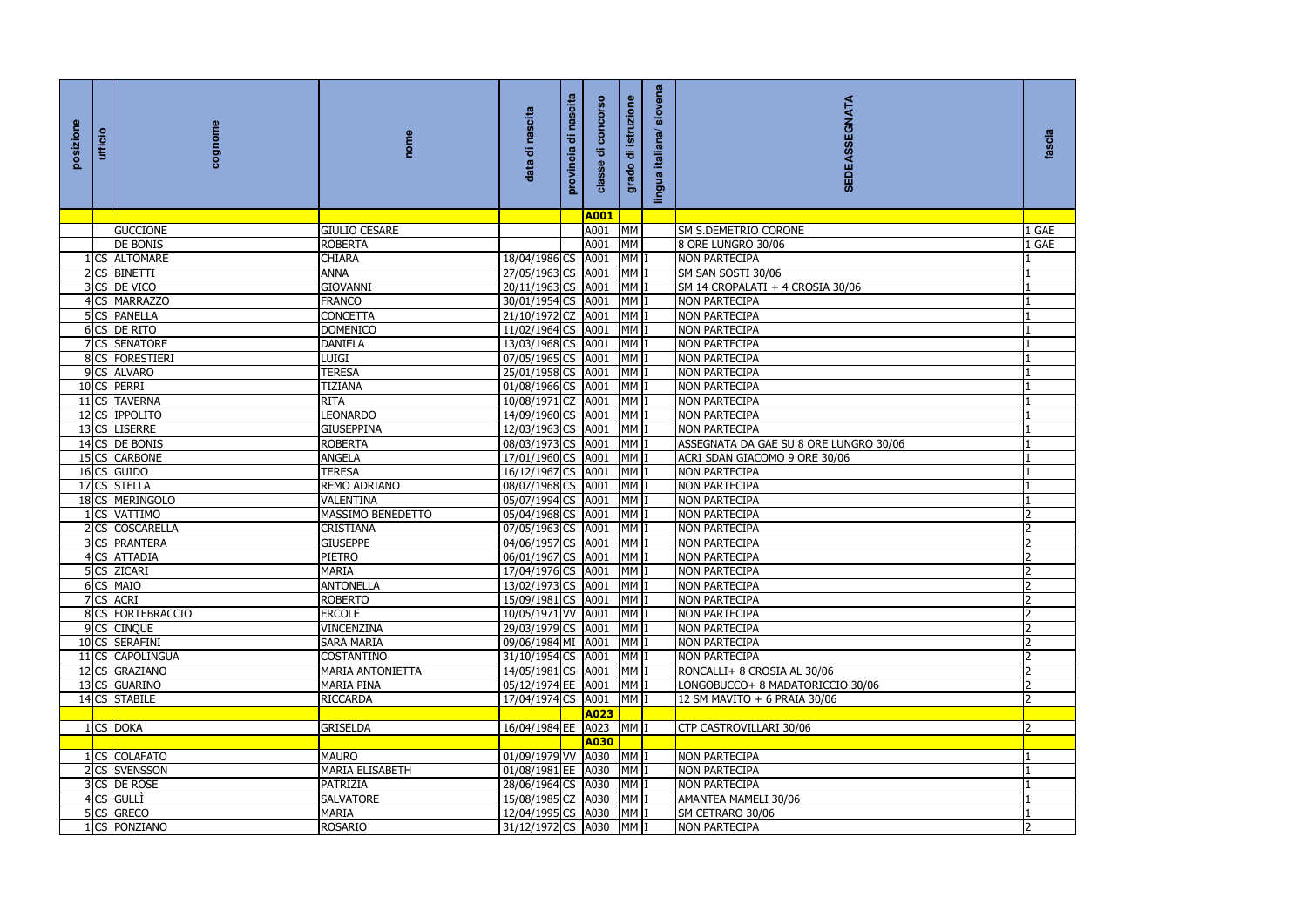| posizione | ufficio | cognome | nome | data di nascita | provincia di nascita | classe di concorso | grado di istruzione | lingua italiana/ slovena | SEDEASSEGNATA | fascia |
|---|---|---|---|---|---|---|---|---|---|---|
| | | | | | | A001 | | | | |
| | | GUCCIONE | GIULIO CESARE | | | A001 | MM | | SM S.DEMETRIO CORONE | 1 GAE |
| | | DE BONIS | ROBERTA | | | A001 | MM | | 8 ORE LUNGRO 30/06 | 1 GAE |
| 1 | CS | ALTOMARE | CHIARA | 18/04/1986 | CS | A001 | MM | I | NON PARTECIPA | 1 |
| 2 | CS | BINETTI | ANNA | 27/05/1963 | CS | A001 | MM | I | SM SAN SOSTI 30/06 | 1 |
| 3 | CS | DE VICO | GIOVANNI | 20/11/1963 | CS | A001 | MM | I | SM 14 CROPALATI + 4 CROSIA 30/06 | 1 |
| 4 | CS | MARRAZZO | FRANCO | 30/01/1954 | CS | A001 | MM | I | NON PARTECIPA | 1 |
| 5 | CS | PANELLA | CONCETTA | 21/10/1972 | CZ | A001 | MM | I | NON PARTECIPA | 1 |
| 6 | CS | DE RITO | DOMENICO | 11/02/1964 | CS | A001 | MM | I | NON PARTECIPA | 1 |
| 7 | CS | SENATORE | DANIELA | 13/03/1968 | CS | A001 | MM | I | NON PARTECIPA | 1 |
| 8 | CS | FORESTIERI | LUIGI | 07/05/1965 | CS | A001 | MM | I | NON PARTECIPA | 1 |
| 9 | CS | ALVARO | TERESA | 25/01/1958 | CS | A001 | MM | I | NON PARTECIPA | 1 |
| 10 | CS | PERRI | TIZIANA | 01/08/1966 | CS | A001 | MM | I | NON PARTECIPA | 1 |
| 11 | CS | TAVERNA | RITA | 10/08/1971 | CZ | A001 | MM | I | NON PARTECIPA | 1 |
| 12 | CS | IPPOLITO | LEONARDO | 14/09/1960 | CS | A001 | MM | I | NON PARTECIPA | 1 |
| 13 | CS | LISERRE | GIUSEPPINA | 12/03/1963 | CS | A001 | MM | I | NON PARTECIPA | 1 |
| 14 | CS | DE BONIS | ROBERTA | 08/03/1973 | CS | A001 | MM | I | ASSEGNATA DA GAE SU 8 ORE LUNGRO 30/06 | 1 |
| 15 | CS | CARBONE | ANGELA | 17/01/1960 | CS | A001 | MM | I | ACRI SDAN GIACOMO 9 ORE 30/06 | 1 |
| 16 | CS | GUIDO | TERESA | 16/12/1967 | CS | A001 | MM | I | NON PARTECIPA | 1 |
| 17 | CS | STELLA | REMO ADRIANO | 08/07/1968 | CS | A001 | MM | I | NON PARTECIPA | 1 |
| 18 | CS | MERINGOLO | VALENTINA | 05/07/1994 | CS | A001 | MM | I | NON PARTECIPA | 1 |
| 1 | CS | VATTIMO | MASSIMO BENEDETTO | 05/04/1968 | CS | A001 | MM | I | NON PARTECIPA | 2 |
| 2 | CS | COSCARELLA | CRISTIANA | 07/05/1963 | CS | A001 | MM | I | NON PARTECIPA | 2 |
| 3 | CS | PRANTERA | GIUSEPPE | 04/06/1957 | CS | A001 | MM | I | NON PARTECIPA | 2 |
| 4 | CS | ATTADIA | PIETRO | 06/01/1967 | CS | A001 | MM | I | NON PARTECIPA | 2 |
| 5 | CS | ZICARI | MARIA | 17/04/1976 | CS | A001 | MM | I | NON PARTECIPA | 2 |
| 6 | CS | MAIO | ANTONELLA | 13/02/1973 | CS | A001 | MM | I | NON PARTECIPA | 2 |
| 7 | CS | ACRI | ROBERTO | 15/09/1981 | CS | A001 | MM | I | NON PARTECIPA | 2 |
| 8 | CS | FORTEBRACCIO | ERCOLE | 10/05/1971 | VV | A001 | MM | I | NON PARTECIPA | 2 |
| 9 | CS | CINQUE | VINCENZINA | 29/03/1979 | CS | A001 | MM | I | NON PARTECIPA | 2 |
| 10 | CS | SERAFINI | SARA MARIA | 09/06/1984 | MI | A001 | MM | I | NON PARTECIPA | 2 |
| 11 | CS | CAPOLINGUA | COSTANTINO | 31/10/1954 | CS | A001 | MM | I | NON PARTECIPA | 2 |
| 12 | CS | GRAZIANO | MARIA ANTONIETTA | 14/05/1981 | CS | A001 | MM | I | RONCALLI+ 8 CROSIA AL 30/06 | 2 |
| 13 | CS | GUARINO | MARIA PINA | 05/12/1974 | EE | A001 | MM | I | LONGOBUCCO+ 8 MADATORICCIO 30/06 | 2 |
| 14 | CS | STABILE | RICCARDA | 17/04/1974 | CS | A001 | MM | I | 12 SM MAVITO + 6 PRAIA 30/06 | 2 |
| | | | | | | A023 | | | | |
| 1 | CS | DOKA | GRISELDA | 16/04/1984 | EE | A023 | MM | I | CTP CASTROVILLARI 30/06 | 2 |
| | | | | | | A030 | | | | |
| 1 | CS | COLAFATO | MAURO | 01/09/1979 | VV | A030 | MM | I | NON PARTECIPA | 1 |
| 2 | CS | SVENSSON | MARIA ELISABETH | 01/08/1981 | EE | A030 | MM | I | NON PARTECIPA | 1 |
| 3 | CS | DE ROSE | PATRIZIA | 28/06/1964 | CS | A030 | MM | I | NON PARTECIPA | 1 |
| 4 | CS | GULLÌ | SALVATORE | 15/08/1985 | CZ | A030 | MM | I | AMANTEA MAMELI 30/06 | 1 |
| 5 | CS | GRECO | MARIA | 12/04/1995 | CS | A030 | MM | I | SM CETRARO 30/06 | 1 |
| 1 | CS | PONZIANO | ROSARIO | 31/12/1972 | CS | A030 | MM | I | NON PARTECIPA | 2 |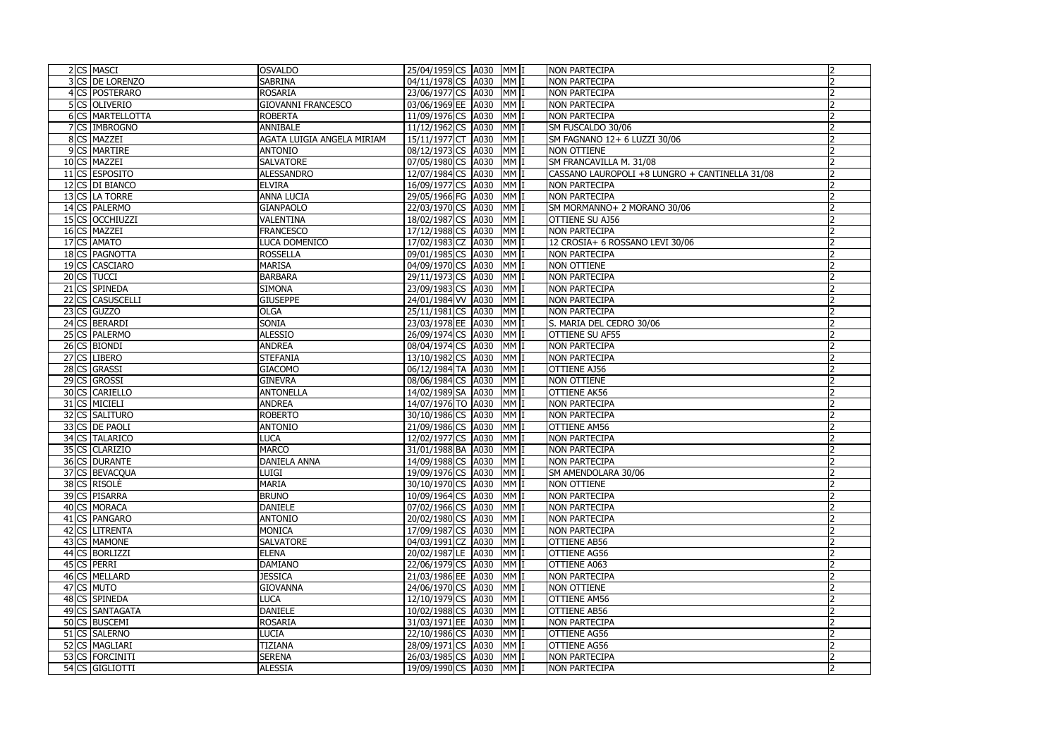| 2 | CS | MASCI | OSVALDO | 25/04/1959 | CS | A030 | MM | I | NON PARTECIPA | 2 |
|---|---|---|---|---|---|---|---|---|---|---|
| 3 | CS | DE LORENZO | SABRINA | 04/11/1978 | CS | A030 | MM | I | NON PARTECIPA | 2 |
| 4 | CS | POSTERARO | ROSARIA | 23/06/1977 | CS | A030 | MM | I | NON PARTECIPA | 2 |
| 5 | CS | OLIVERIO | GIOVANNI FRANCESCO | 03/06/1969 | EE | A030 | MM | I | NON PARTECIPA | 2 |
| 6 | CS | MARTELLOTTA | ROBERTA | 11/09/1976 | CS | A030 | MM | I | NON PARTECIPA | 2 |
| 7 | CS | IMBROGNO | ANNIBALE | 11/12/1962 | CS | A030 | MM | I | SM FUSCALDO 30/06 | 2 |
| 8 | CS | MAZZEI | AGATA LUIGIA ANGELA MIRIAM | 15/11/1977 | CT | A030 | MM | I | SM FAGNANO 12+ 6 LUZZI 30/06 | 2 |
| 9 | CS | MARTIRE | ANTONIO | 08/12/1973 | CS | A030 | MM | I | NON OTTIENE | 2 |
| 10 | CS | MAZZEI | SALVATORE | 07/05/1980 | CS | A030 | MM | I | SM FRANCAVILLA M. 31/08 | 2 |
| 11 | CS | ESPOSITO | ALESSANDRO | 12/07/1984 | CS | A030 | MM | I | CASSANO LAUROPOLI +8 LUNGRO + CANTINELLA 31/08 | 2 |
| 12 | CS | DI BIANCO | ELVIRA | 16/09/1977 | CS | A030 | MM | I | NON PARTECIPA | 2 |
| 13 | CS | LA TORRE | ANNA LUCIA | 29/05/1966 | FG | A030 | MM | I | NON PARTECIPA | 2 |
| 14 | CS | PALERMO | GIANPAOLO | 22/03/1970 | CS | A030 | MM | I | SM MORMANNO+ 2 MORANO 30/06 | 2 |
| 15 | CS | OCCHIUZZI | VALENTINA | 18/02/1987 | CS | A030 | MM | I | OTTIENE SU AJ56 | 2 |
| 16 | CS | MAZZEI | FRANCESCO | 17/12/1988 | CS | A030 | MM | I | NON PARTECIPA | 2 |
| 17 | CS | AMATO | LUCA DOMENICO | 17/02/1983 | CZ | A030 | MM | I | 12 CROSIA+ 6 ROSSANO LEVI 30/06 | 2 |
| 18 | CS | PAGNOTTA | ROSSELLA | 09/01/1985 | CS | A030 | MM | I | NON PARTECIPA | 2 |
| 19 | CS | CASCIARO | MARISA | 04/09/1970 | CS | A030 | MM | I | NON OTTIENE | 2 |
| 20 | CS | TUCCI | BARBARA | 29/11/1973 | CS | A030 | MM | I | NON PARTECIPA | 2 |
| 21 | CS | SPINEDA | SIMONA | 23/09/1983 | CS | A030 | MM | I | NON PARTECIPA | 2 |
| 22 | CS | CASUSCELLI | GIUSEPPE | 24/01/1984 | VV | A030 | MM | I | NON PARTECIPA | 2 |
| 23 | CS | GUZZO | OLGA | 25/11/1981 | CS | A030 | MM | I | NON PARTECIPA | 2 |
| 24 | CS | BERARDI | SONIA | 23/03/1978 | EE | A030 | MM | I | S. MARIA DEL CEDRO 30/06 | 2 |
| 25 | CS | PALERMO | ALESSIO | 26/09/1974 | CS | A030 | MM | I | OTTIENE SU AF55 | 2 |
| 26 | CS | BIONDI | ANDREA | 08/04/1974 | CS | A030 | MM | I | NON PARTECIPA | 2 |
| 27 | CS | LIBERO | STEFANIA | 13/10/1982 | CS | A030 | MM | I | NON PARTECIPA | 2 |
| 28 | CS | GRASSI | GIACOMO | 06/12/1984 | TA | A030 | MM | I | OTTIENE AJ56 | 2 |
| 29 | CS | GROSSI | GINEVRA | 08/06/1984 | CS | A030 | MM | I | NON OTTIENE | 2 |
| 30 | CS | CARIELLO | ANTONELLA | 14/02/1989 | SA | A030 | MM | I | OTTIENE AK56 | 2 |
| 31 | CS | MICIELI | ANDREA | 14/07/1976 | TO | A030 | MM | I | NON PARTECIPA | 2 |
| 32 | CS | SALITURO | ROBERTO | 30/10/1986 | CS | A030 | MM | I | NON PARTECIPA | 2 |
| 33 | CS | DE PAOLI | ANTONIO | 21/09/1986 | CS | A030 | MM | I | OTTIENE AM56 | 2 |
| 34 | CS | TALARICO | LUCA | 12/02/1977 | CS | A030 | MM | I | NON PARTECIPA | 2 |
| 35 | CS | CLARIZIO | MARCO | 31/01/1988 | BA | A030 | MM | I | NON PARTECIPA | 2 |
| 36 | CS | DURANTE | DANIELA ANNA | 14/09/1988 | CS | A030 | MM | I | NON PARTECIPA | 2 |
| 37 | CS | BEVACQUA | LUIGI | 19/09/1976 | CS | A030 | MM | I | SM AMENDOLARA 30/06 | 2 |
| 38 | CS | RISOLÈ | MARIA | 30/10/1970 | CS | A030 | MM | I | NON OTTIENE | 2 |
| 39 | CS | PISARRA | BRUNO | 10/09/1964 | CS | A030 | MM | I | NON PARTECIPA | 2 |
| 40 | CS | MORACA | DANIELE | 07/02/1966 | CS | A030 | MM | I | NON PARTECIPA | 2 |
| 41 | CS | PANGARO | ANTONIO | 20/02/1980 | CS | A030 | MM | I | NON PARTECIPA | 2 |
| 42 | CS | LITRENTA | MONICA | 17/09/1987 | CS | A030 | MM | I | NON PARTECIPA | 2 |
| 43 | CS | MAMONE | SALVATORE | 04/03/1991 | CZ | A030 | MM | I | OTTIENE AB56 | 2 |
| 44 | CS | BORLIZZI | ELENA | 20/02/1987 | LE | A030 | MM | I | OTTIENE AG56 | 2 |
| 45 | CS | PERRI | DAMIANO | 22/06/1979 | CS | A030 | MM | I | OTTIENE A063 | 2 |
| 46 | CS | MELLARD | JESSICA | 21/03/1986 | EE | A030 | MM | I | NON PARTECIPA | 2 |
| 47 | CS | MUTO | GIOVANNA | 24/06/1970 | CS | A030 | MM | I | NON OTTIENE | 2 |
| 48 | CS | SPINEDA | LUCA | 12/10/1979 | CS | A030 | MM | I | OTTIENE AM56 | 2 |
| 49 | CS | SANTAGATA | DANIELE | 10/02/1988 | CS | A030 | MM | I | OTTIENE AB56 | 2 |
| 50 | CS | BUSCEMI | ROSARIA | 31/03/1971 | EE | A030 | MM | I | NON PARTECIPA | 2 |
| 51 | CS | SALERNO | LUCIA | 22/10/1986 | CS | A030 | MM | I | OTTIENE AG56 | 2 |
| 52 | CS | MAGLIARI | TIZIANA | 28/09/1971 | CS | A030 | MM | I | OTTIENE AG56 | 2 |
| 53 | CS | FORCINITI | SERENA | 26/03/1985 | CS | A030 | MM | I | NON PARTECIPA | 2 |
| 54 | CS | GIGLIOTTI | ALESSIA | 19/09/1990 | CS | A030 | MM | I | NON PARTECIPA | 2 |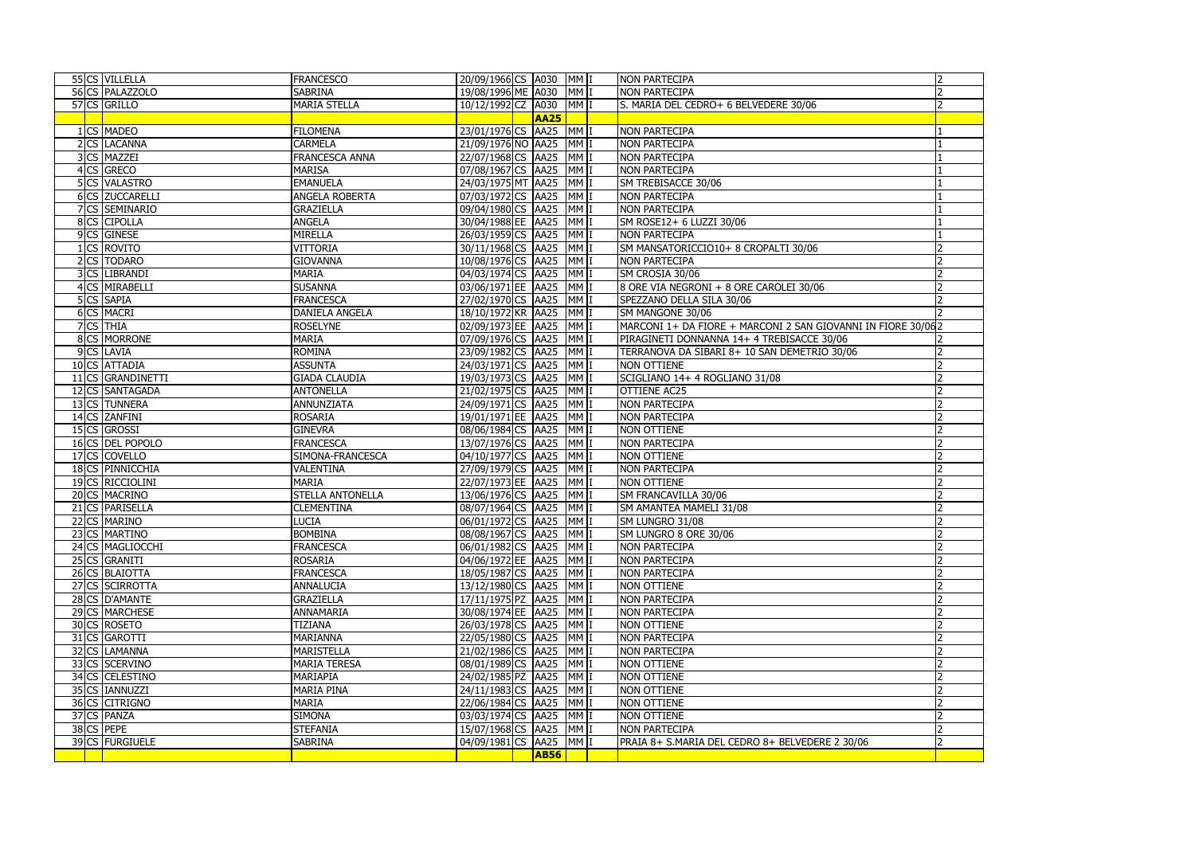| | | | | | | | | | | |
|---|---|---|---|---|---|---|---|---|---|---|
| 55 | CS | VILLELLA | FRANCESCO | 20/09/1966 | CS | A030 | MM | I | NON PARTECIPA | 2 |
| 56 | CS | PALAZZOLO | SABRINA | 19/08/1996 | ME | A030 | MM | I | NON PARTECIPA | 2 |
| 57 | CS | GRILLO | MARIA STELLA | 10/12/1992 | CZ | A030 | MM | I | S. MARIA DEL CEDRO+ 6 BELVEDERE 30/06 | 2 |
| | | | | | | **AA25** | | | | |
| 1 | CS | MADEO | FILOMENA | 23/01/1976 | CS | AA25 | MM | I | NON PARTECIPA | 1 |
| 2 | CS | LACANNA | CARMELA | 21/09/1976 | NO | AA25 | MM | I | NON PARTECIPA | 1 |
| 3 | CS | MAZZEI | FRANCESCA ANNA | 22/07/1968 | CS | AA25 | MM | I | NON PARTECIPA | 1 |
| 4 | CS | GRECO | MARISA | 07/08/1967 | CS | AA25 | MM | I | NON PARTECIPA | 1 |
| 5 | CS | VALASTRO | EMANUELA | 24/03/1975 | MT | AA25 | MM | I | SM TREBISACCE 30/06 | 1 |
| 6 | CS | ZUCCARELLI | ANGELA ROBERTA | 07/03/1972 | CS | AA25 | MM | I | NON PARTECIPA | 1 |
| 7 | CS | SEMINARIO | GRAZIELLA | 09/04/1980 | CS | AA25 | MM | I | NON PARTECIPA | 1 |
| 8 | CS | CIPOLLA | ANGELA | 30/04/1988 | EE | AA25 | MM | I | SM ROSE12+ 6 LUZZI 30/06 | 1 |
| 9 | CS | GINESE | MIRELLA | 26/03/1959 | CS | AA25 | MM | I | NON PARTECIPA | 1 |
| 1 | CS | ROVITO | VITTORIA | 30/11/1968 | CS | AA25 | MM | I | SM MANSATORICCIO10+ 8 CROPALTI 30/06 | 2 |
| 2 | CS | TODARO | GIOVANNA | 10/08/1976 | CS | AA25 | MM | I | NON PARTECIPA | 2 |
| 3 | CS | LIBRANDI | MARIA | 04/03/1974 | CS | AA25 | MM | I | SM CROSIA 30/06 | 2 |
| 4 | CS | MIRABELLI | SUSANNA | 03/06/1971 | EE | AA25 | MM | I | 8 ORE VIA NEGRONI + 8 ORE CAROLEI 30/06 | 2 |
| 5 | CS | SAPIA | FRANCESCO | 27/02/1970 | CS | AA25 | MM | I | SPEZZANO DELLA SILA 30/06 | 2 |
| 6 | CS | MACRI | DANIELA ANGELA | 18/10/1972 | KR | AA25 | MM | I | SM MANGONE 30/06 | 2 |
| 7 | CS | THIA | ROSELYNE | 02/09/1973 | EE | AA25 | MM | I | MARCONI 1+ DA FIORE + MARCONI 2 SAN GIOVANNI IN FIORE 30/06 | 2 |
| 8 | CS | MORRONE | MARIA | 07/09/1976 | CS | AA25 | MM | I | PIRAGINETI DONNANNA 14+ 4 TREBISACCE 30/06 | 2 |
| 9 | CS | LAVIA | ROMINA | 23/09/1982 | CS | AA25 | MM | I | TERRANOVA DA SIBARI 8+ 10 SAN DEMETRIO 30/06 | 2 |
| 10 | CS | ATTADIA | ASSUNTA | 24/03/1971 | CS | AA25 | MM | I | NON OTTIENE | 2 |
| 11 | CS | GRANDINETTI | GIADA CLAUDIA | 19/03/1973 | CS | AA25 | MM | I | SCIGLIANO 14+ 4 ROGLIANO 31/08 | 2 |
| 12 | CS | SANTAGADA | ANTONELLA | 21/02/1975 | CS | AA25 | MM | I | OTTIENE AC25 | 2 |
| 13 | CS | TUNNERA | ANNUNZIATA | 24/09/1971 | CS | AA25 | MM | I | NON PARTECIPA | 2 |
| 14 | CS | ZANFINI | ROSARIA | 19/01/1971 | EE | AA25 | MM | I | NON PARTECIPA | 2 |
| 15 | CS | GROSSI | GINEVRA | 08/06/1984 | CS | AA25 | MM | I | NON OTTIENE | 2 |
| 16 | CS | DEL POPOLO | FRANCESCA | 13/07/1976 | CS | AA25 | MM | I | NON PARTECIPA | 2 |
| 17 | CS | COVELLO | SIMONA-FRANCESCA | 04/10/1977 | CS | AA25 | MM | I | NON OTTIENE | 2 |
| 18 | CS | PINNICCHIA | VALENTINA | 27/09/1979 | CS | AA25 | MM | I | NON PARTECIPA | 2 |
| 19 | CS | RICCIOLINI | MARIA | 22/07/1973 | EE | AA25 | MM | I | NON OTTIENE | 2 |
| 20 | CS | MACRINO | STELLA ANTONELLA | 13/06/1976 | CS | AA25 | MM | I | SM FRANCAVILLA 30/06 | 2 |
| 21 | CS | PARISELLA | CLEMENTINA | 08/07/1964 | CS | AA25 | MM | I | SM AMANTEA MAMELI 31/08 | 2 |
| 22 | CS | MARINO | LUCIA | 06/01/1972 | CS | AA25 | MM | I | SM LUNGRO 31/08 | 2 |
| 23 | CS | MARTINO | BOMBINA | 08/08/1967 | CS | AA25 | MM | I | SM LUNGRO 8 ORE 30/06 | 2 |
| 24 | CS | MAGLIOCCHI | FRANCESCA | 06/01/1982 | CS | AA25 | MM | I | NON PARTECIPA | 2 |
| 25 | CS | GRANITI | ROSARIA | 04/06/1972 | EE | AA25 | MM | I | NON PARTECIPA | 2 |
| 26 | CS | BLAIOTTA | FRANCESCA | 18/05/1987 | CS | AA25 | MM | I | NON PARTECIPA | 2 |
| 27 | CS | SCIRROTTA | ANNALUCIA | 13/12/1980 | CS | AA25 | MM | I | NON OTTIENE | 2 |
| 28 | CS | D'AMANTE | GRAZIELLA | 17/11/1975 | PZ | AA25 | MM | I | NON PARTECIPA | 2 |
| 29 | CS | MARCHESE | ANNAMARIA | 30/08/1974 | EE | AA25 | MM | I | NON PARTECIPA | 2 |
| 30 | CS | ROSETO | TIZIANA | 26/03/1978 | CS | AA25 | MM | I | NON OTTIENE | 2 |
| 31 | CS | GAROTTI | MARIANNA | 22/05/1980 | CS | AA25 | MM | I | NON PARTECIPA | 2 |
| 32 | CS | LAMANNA | MARISTELLA | 21/02/1986 | CS | AA25 | MM | I | NON PARTECIPA | 2 |
| 33 | CS | SCERVINO | MARIA TERESA | 08/01/1989 | CS | AA25 | MM | I | NON OTTIENE | 2 |
| 34 | CS | CELESTINO | MARIAPIA | 24/02/1985 | PZ | AA25 | MM | I | NON OTTIENE | 2 |
| 35 | CS | IANNUZZI | MARIA PINA | 24/11/1983 | CS | AA25 | MM | I | NON OTTIENE | 2 |
| 36 | CS | CITRIGNO | MARIA | 22/06/1984 | CS | AA25 | MM | I | NON OTTIENE | 2 |
| 37 | CS | PANZA | SIMONA | 03/03/1974 | CS | AA25 | MM | I | NON OTTIENE | 2 |
| 38 | CS | PEPE | STEFANIA | 15/07/1968 | CS | AA25 | MM | I | NON PARTECIPA | 2 |
| 39 | CS | FURGIUELE | SABRINA | 04/09/1981 | CS | AA25 | MM | I | PRAIA 8+ S.MARIA DEL CEDRO 8+ BELVEDERE 2 30/06 | 2 |
| | | | | | | **AB56** | | | | |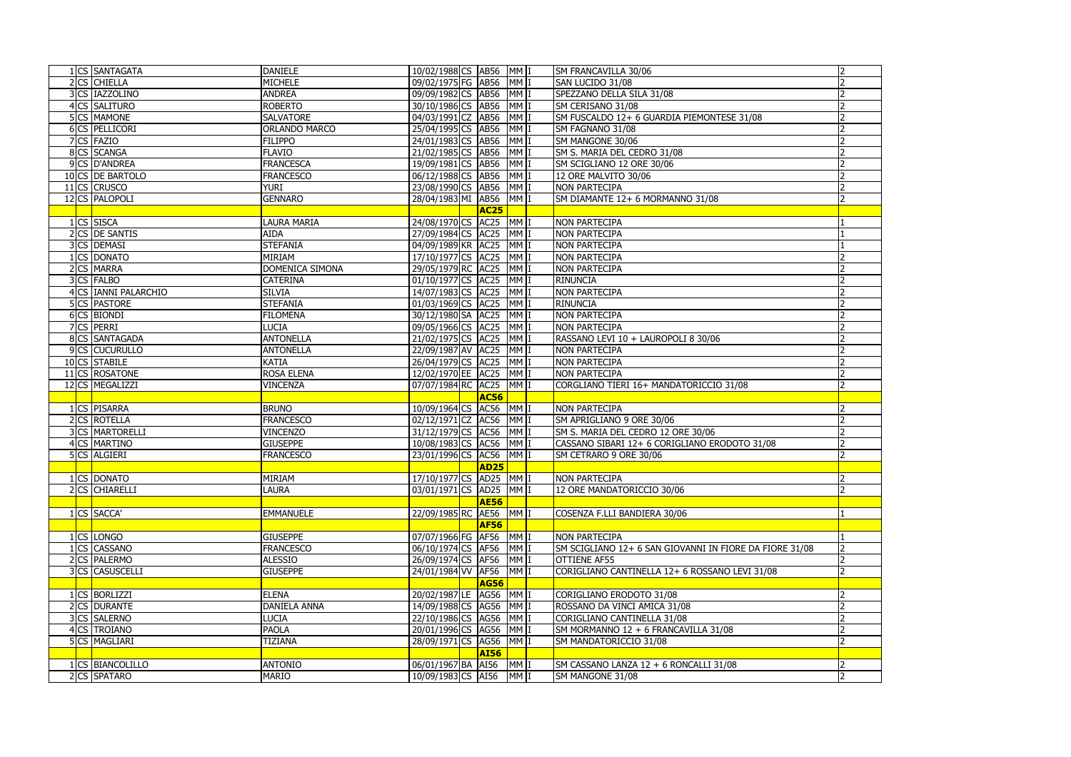| | | | | | | | | | | |
|---|---|---|---|---|---|---|---|---|---|---|
| 1 | CS | SANTAGATA | DANIELE | 10/02/1988 | CS | AB56 | MM | I | SM FRANCAVILLA 30/06 | 2 |
| 2 | CS | CHIELLA | MICHELE | 09/02/1975 | FG | AB56 | MM | I | SAN LUCIDO 31/08 | 2 |
| 3 | CS | IAZZOLINO | ANDREA | 09/09/1982 | CS | AB56 | MM | I | SPEZZANO DELLA SILA 31/08 | 2 |
| 4 | CS | SALITURO | ROBERTO | 30/10/1986 | CS | AB56 | MM | I | SM CERISANO 31/08 | 2 |
| 5 | CS | MAMONE | SALVATORE | 04/03/1991 | CZ | AB56 | MM | I | SM FUSCALDO 12+ 6 GUARDIA PIEMONTESE 31/08 | 2 |
| 6 | CS | PELLICORI | ORLANDO MARCO | 25/04/1995 | CS | AB56 | MM | I | SM FAGNANO 31/08 | 2 |
| 7 | CS | FAZIO | FILIPPO | 24/01/1983 | CS | AB56 | MM | I | SM MANGONE 30/06 | 2 |
| 8 | CS | SCANGA | FLAVIO | 21/02/1985 | CS | AB56 | MM | I | SM S. MARIA DEL CEDRO 31/08 | 2 |
| 9 | CS | D'ANDREA | FRANCESCA | 19/09/1981 | CS | AB56 | MM | I | SM SCIGLIANO 12 ORE 30/06 | 2 |
| 10 | CS | DE BARTOLO | FRANCESCO | 06/12/1988 | CS | AB56 | MM | I | 12 ORE MALVITO 30/06 | 2 |
| 11 | CS | CRUSCO | YURI | 23/08/1990 | CS | AB56 | MM | I | NON PARTECIPA | 2 |
| 12 | CS | PALOPOLI | GENNARO | 28/04/1983 | MI | AB56 | MM | I | SM DIAMANTE 12+ 6 MORMANNO 31/08 | 2 |
| | | | | | | **AC25** | | | | |
| 1 | CS | SISCA | LAURA MARIA | 24/08/1970 | CS | AC25 | MM | I | NON PARTECIPA | 1 |
| 2 | CS | DE SANTIS | AIDA | 27/09/1984 | CS | AC25 | MM | I | NON PARTECIPA | 1 |
| 3 | CS | DEMASI | STEFANIA | 04/09/1989 | KR | AC25 | MM | I | NON PARTECIPA | 1 |
| 1 | CS | DONATO | MIRIAM | 17/10/1977 | CS | AC25 | MM | I | NON PARTECIPA | 2 |
| 2 | CS | MARRA | DOMENICA SIMONA | 29/05/1979 | RC | AC25 | MM | I | NON PARTECIPA | 2 |
| 3 | CS | FALBO | CATERINA | 01/10/1977 | CS | AC25 | MM | I | RINUNCIA | 2 |
| 4 | CS | IANNI PALARCHIO | SILVIA | 14/07/1983 | CS | AC25 | MM | I | NON PARTECIPA | 2 |
| 5 | CS | PASTORE | STEFANIA | 01/03/1969 | CS | AC25 | MM | I | RINUNCIA | 2 |
| 6 | CS | BIONDI | FILOMENA | 30/12/1980 | SA | AC25 | MM | I | NON PARTECIPA | 2 |
| 7 | CS | PERRI | LUCIA | 09/05/1966 | CS | AC25 | MM | I | NON PARTECIPA | 2 |
| 8 | CS | SANTAGADA | ANTONELLA | 21/02/1975 | CS | AC25 | MM | I | RASSANO LEVI 10 + LAUROPOLI 8 30/06 | 2 |
| 9 | CS | CUCURULLO | ANTONELLA | 22/09/1987 | AV | AC25 | MM | I | NON PARTECIPA | 2 |
| 10 | CS | STABILE | KATIA | 26/04/1979 | CS | AC25 | MM | I | NON PARTECIPA | 2 |
| 11 | CS | ROSATONE | ROSA ELENA | 12/02/1970 | EE | AC25 | MM | I | NON PARTECIPA | 2 |
| 12 | CS | MEGALIZZI | VINCENZA | 07/07/1984 | RC | AC25 | MM | I | CORGLIANO TIERI 16+ MANDATORICCIO 31/08 | 2 |
| | | | | | | **AC56** | | | | |
| 1 | CS | PISARRA | BRUNO | 10/09/1964 | CS | AC56 | MM | I | NON PARTECIPA | 2 |
| 2 | CS | ROTELLA | FRANCESCO | 02/12/1971 | CZ | AC56 | MM | I | SM APRIGLIANO 9 ORE 30/06 | 2 |
| 3 | CS | MARTORELLI | VINCENZO | 31/12/1979 | CS | AC56 | MM | I | SM S. MARIA DEL CEDRO 12 ORE 30/06 | 2 |
| 4 | CS | MARTINO | GIUSEPPE | 10/08/1983 | CS | AC56 | MM | I | CASSANO SIBARI 12+ 6 CORIGLIANO ERODOTO 31/08 | 2 |
| 5 | CS | ALGIERI | FRANCESCO | 23/01/1996 | CS | AC56 | MM | I | SM CETRARO 9 ORE 30/06 | 2 |
| | | | | | | **AD25** | | | | |
| 1 | CS | DONATO | MIRIAM | 17/10/1977 | CS | AD25 | MM | I | NON PARTECIPA | 2 |
| 2 | CS | CHIARELLI | LAURA | 03/01/1971 | CS | AD25 | MM | I | 12 ORE MANDATORICCIO 30/06 | 2 |
| | | | | | | **AE56** | | | | |
| 1 | CS | SACCA' | EMMANUELE | 22/09/1985 | RC | AE56 | MM | I | COSENZA F.LLI BANDIERA 30/06 | 1 |
| | | | | | | **AF56** | | | | |
| 1 | CS | LONGO | GIUSEPPE | 07/07/1966 | FG | AF56 | MM | I | NON PARTECIPA | 1 |
| 1 | CS | CASSANO | FRANCESCO | 06/10/1974 | CS | AF56 | MM | I | SM SCIGLIANO 12+ 6 SAN GIOVANNI IN FIORE DA FIORE 31/08 | 2 |
| 2 | CS | PALERMO | ALESSIO | 26/09/1974 | CS | AF56 | MM | I | OTTIENE AF55 | 2 |
| 3 | CS | CASUSCELLI | GIUSEPPE | 24/01/1984 | VV | AF56 | MM | I | CORIGLIANO CANTINELLA 12+ 6 ROSSANO LEVI 31/08 | 2 |
| | | | | | | **AG56** | | | | |
| 1 | CS | BORLIZZI | ELENA | 20/02/1987 | LE | AG56 | MM | I | CORIGLIANO ERODOTO 31/08 | 2 |
| 2 | CS | DURANTE | DANIELA ANNA | 14/09/1988 | CS | AG56 | MM | I | ROSSANO DA VINCI AMICA 31/08 | 2 |
| 3 | CS | SALERNO | LUCIA | 22/10/1986 | CS | AG56 | MM | I | CORIGLIANO CANTINELLA 31/08 | 2 |
| 4 | CS | TROIANO | PAOLA | 20/01/1996 | CS | AG56 | MM | I | SM MORMANNO 12 + 6 FRANCAVILLA 31/08 | 2 |
| 5 | CS | MAGLIARI | TIZIANA | 28/09/1971 | CS | AG56 | MM | I | SM MANDATORICCIO 31/08 | 2 |
| | | | | | | **AI56** | | | | |
| 1 | CS | BIANCOLILLO | ANTONIO | 06/01/1967 | BA | AI56 | MM | I | SM CASSANO LANZA 12 + 6 RONCALLI 31/08 | 2 |
| 2 | CS | SPATARO | MARIO | 10/09/1983 | CS | AI56 | MM | I | SM MANGONE 31/08 | 2 |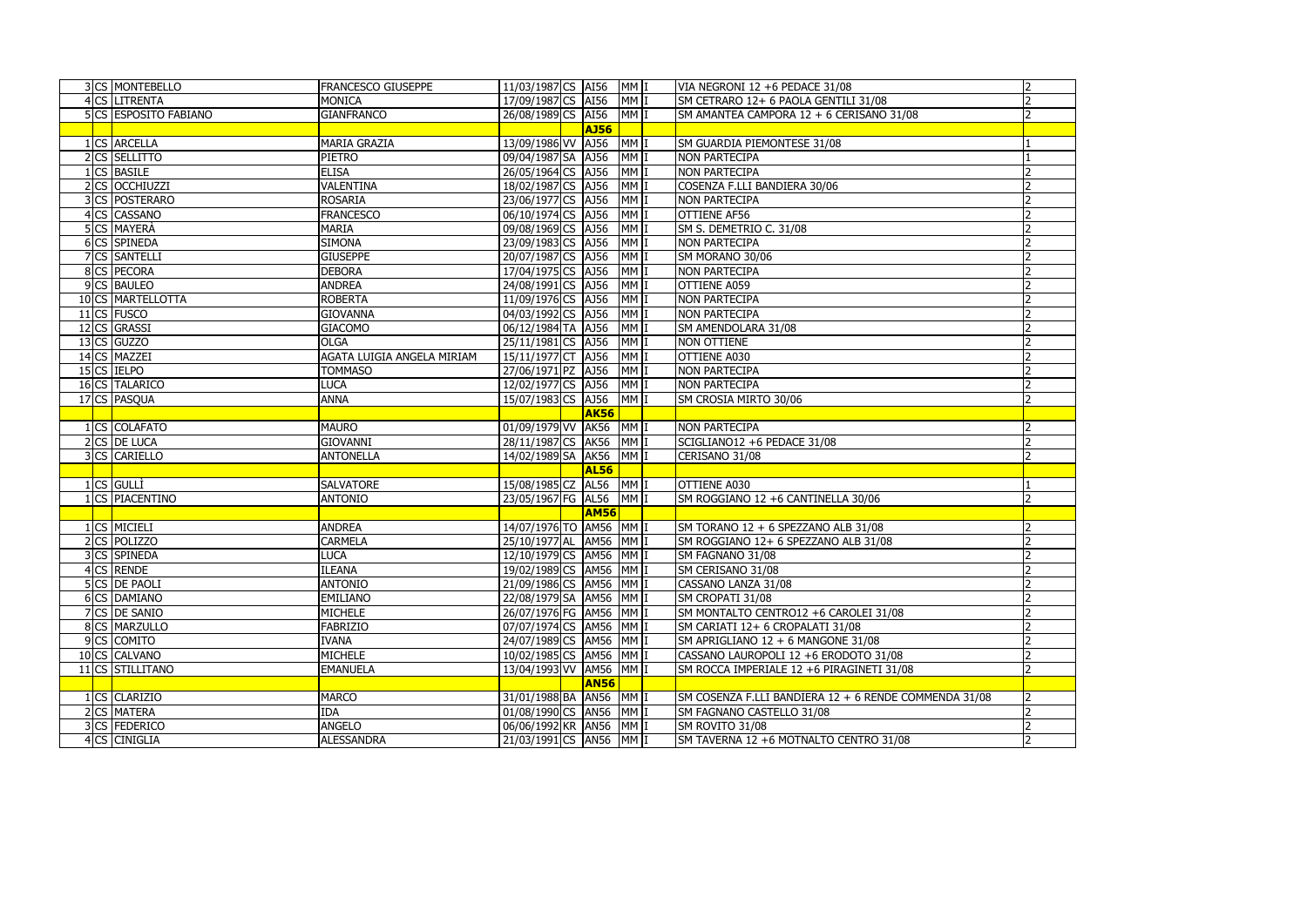| | | | | | | | | | | |
|---|---|---|---|---|---|---|---|---|---|---|
| 3 | CS | MONTEBELLO | FRANCESCO GIUSEPPE | 11/03/1987 | CS | AI56 | MM | I | VIA NEGRONI 12 +6 PEDACE 31/08 | 2 |
| 4 | CS | LITRENTA | MONICA | 17/09/1987 | CS | AI56 | MM | I | SM CETRARO 12+ 6 PAOLA GENTILI 31/08 | 2 |
| 5 | CS | ESPOSITO FABIANO | GIANFRANCO | 26/08/1989 | CS | AI56 | MM | I | SM AMANTEA CAMPORA 12 + 6 CERISANO 31/08 | 2 |
| | | | | | | **AJ56** | | | | |
| 1 | CS | ARCELLA | MARIA GRAZIA | 13/09/1986 | VV | AJ56 | MM | I | SM GUARDIA PIEMONTESE 31/08 | 1 |
| 2 | CS | SELLITTO | PIETRO | 09/04/1987 | SA | AJ56 | MM | I | NON PARTECIPA | 1 |
| 1 | CS | BASILE | ELISA | 26/05/1964 | CS | AJ56 | MM | I | NON PARTECIPA | 2 |
| 2 | CS | OCCHIUZZI | VALENTINA | 18/02/1987 | CS | AJ56 | MM | I | COSENZA F.LLI BANDIERA 30/06 | 2 |
| 3 | CS | POSTERARO | ROSARIA | 23/06/1977 | CS | AJ56 | MM | I | NON PARTECIPA | 2 |
| 4 | CS | CASSANO | FRANCESCO | 06/10/1974 | CS | AJ56 | MM | I | OTTIENE AF56 | 2 |
| 5 | CS | MAYERÀ | MARIA | 09/08/1969 | CS | AJ56 | MM | I | SM S. DEMETRIO C. 31/08 | 2 |
| 6 | CS | SPINEDA | SIMONA | 23/09/1983 | CS | AJ56 | MM | I | NON PARTECIPA | 2 |
| 7 | CS | SANTELLI | GIUSEPPE | 20/07/1987 | CS | AJ56 | MM | I | SM MORANO 30/06 | 2 |
| 8 | CS | PECORA | DEBORA | 17/04/1975 | CS | AJ56 | MM | I | NON PARTECIPA | 2 |
| 9 | CS | BAULEO | ANDREA | 24/08/1991 | CS | AJ56 | MM | I | OTTIENE A059 | 2 |
| 10 | CS | MARTELLOTTA | ROBERTA | 11/09/1976 | CS | AJ56 | MM | I | NON PARTECIPA | 2 |
| 11 | CS | FUSCO | GIOVANNA | 04/03/1992 | CS | AJ56 | MM | I | NON PARTECIPA | 2 |
| 12 | CS | GRASSI | GIACOMO | 06/12/1984 | TA | AJ56 | MM | I | SM AMENDOLARA 31/08 | 2 |
| 13 | CS | GUZZO | OLGA | 25/11/1981 | CS | AJ56 | MM | I | NON OTTIENE | 2 |
| 14 | CS | MAZZEI | AGATA LUIGIA ANGELA MIRIAM | 15/11/1977 | CT | AJ56 | MM | I | OTTIENE A030 | 2 |
| 15 | CS | IELPO | TOMMASO | 27/06/1971 | PZ | AJ56 | MM | I | NON PARTECIPA | 2 |
| 16 | CS | TALARICO | LUCA | 12/02/1977 | CS | AJ56 | MM | I | NON PARTECIPA | 2 |
| 17 | CS | PASQUA | ANNA | 15/07/1983 | CS | AJ56 | MM | I | SM CROSIA MIRTO 30/06 | 2 |
| | | | | | | **AK56** | | | | |
| 1 | CS | COLAFATO | MAURO | 01/09/1979 | VV | AK56 | MM | I | NON PARTECIPA | 2 |
| 2 | CS | DE LUCA | GIOVANNI | 28/11/1987 | CS | AK56 | MM | I | SCIGLIANO12 +6 PEDACE 31/08 | 2 |
| 3 | CS | CARIELLO | ANTONELLA | 14/02/1989 | SA | AK56 | MM | I | CERISANO 31/08 | 2 |
| | | | | | | **AL56** | | | | |
| 1 | CS | GULLÌ | SALVATORE | 15/08/1985 | CZ | AL56 | MM | I | OTTIENE A030 | 1 |
| 1 | CS | PIACENTINO | ANTONIO | 23/05/1967 | FG | AL56 | MM | I | SM ROGGIANO 12 +6 CANTINELLA 30/06 | 2 |
| | | | | | | **AM56** | | | | |
| 1 | CS | MICIELI | ANDREA | 14/07/1976 | TO | AM56 | MM | I | SM TORANO 12 + 6 SPEZZANO ALB 31/08 | 2 |
| 2 | CS | POLIZZO | CARMELA | 25/10/1977 | AL | AM56 | MM | I | SM ROGGIANO 12+ 6 SPEZZANO ALB 31/08 | 2 |
| 3 | CS | SPINEDA | LUCA | 12/10/1979 | CS | AM56 | MM | I | SM FAGNANO 31/08 | 2 |
| 4 | CS | RENDE | ILEANA | 19/02/1989 | CS | AM56 | MM | I | SM CERISANO 31/08 | 2 |
| 5 | CS | DE PAOLI | ANTONIO | 21/09/1986 | CS | AM56 | MM | I | CASSANO LANZA 31/08 | 2 |
| 6 | CS | DAMIANO | EMILIANO | 22/08/1979 | SA | AM56 | MM | I | SM CROPATI 31/08 | 2 |
| 7 | CS | DE SANIO | MICHELE | 26/07/1976 | FG | AM56 | MM | I | SM MONTALTO CENTRO12 +6 CAROLEI 31/08 | 2 |
| 8 | CS | MARZULLO | FABRIZIO | 07/07/1974 | CS | AM56 | MM | I | SM CARIATI 12+ 6 CROPALATI 31/08 | 2 |
| 9 | CS | COMITO | IVANA | 24/07/1989 | CS | AM56 | MM | I | SM APRIGLIANO 12 + 6 MANGONE 31/08 | 2 |
| 10 | CS | CALVANO | MICHELE | 10/02/1985 | CS | AM56 | MM | I | CASSANO LAUROPOLI 12 +6 ERODOTO 31/08 | 2 |
| 11 | CS | STILLITANO | EMANUELA | 13/04/1993 | VV | AM56 | MM | I | SM ROCCA IMPERIALE 12 +6 PIRAGINETI 31/08 | 2 |
| | | | | | | **AN56** | | | | |
| 1 | CS | CLARIZIO | MARCO | 31/01/1988 | BA | AN56 | MM | I | SM COSENZA F.LLI BANDIERA 12 + 6 RENDE COMMENDA 31/08 | 2 |
| 2 | CS | MATERA | IDA | 01/08/1990 | CS | AN56 | MM | I | SM FAGNANO CASTELLO 31/08 | 2 |
| 3 | CS | FEDERICO | ANGELO | 06/06/1992 | KR | AN56 | MM | I | SM ROVITO 31/08 | 2 |
| 4 | CS | CINIGLIA | ALESSANDRA | 21/03/1991 | CS | AN56 | MM | I | SM TAVERNA 12 +6 MOTNALTO CENTRO 31/08 | 2 |